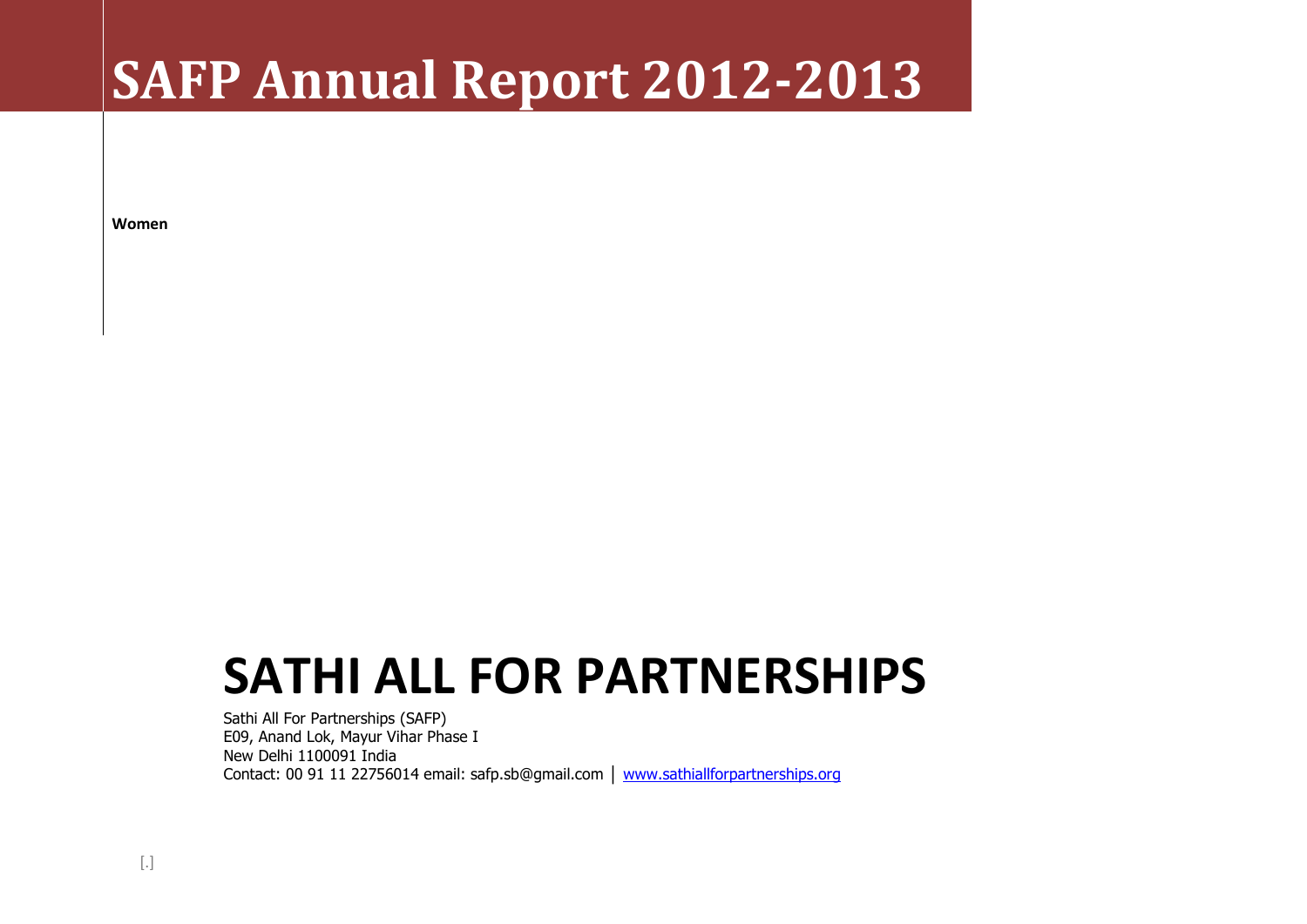# SAFP Annual Report 2012-2013

**Women**

# SATHI ALL FOR PARTNERSHIPS

Sathi All For Partnerships (SAFP)
E09, Anand Lok, Mayur Vihar Phase I
New Delhi 1100091 India
Contact: 00 91 11 22756014 email: safp.sb@gmail.com | www.sathiallforpartnerships.org

[.]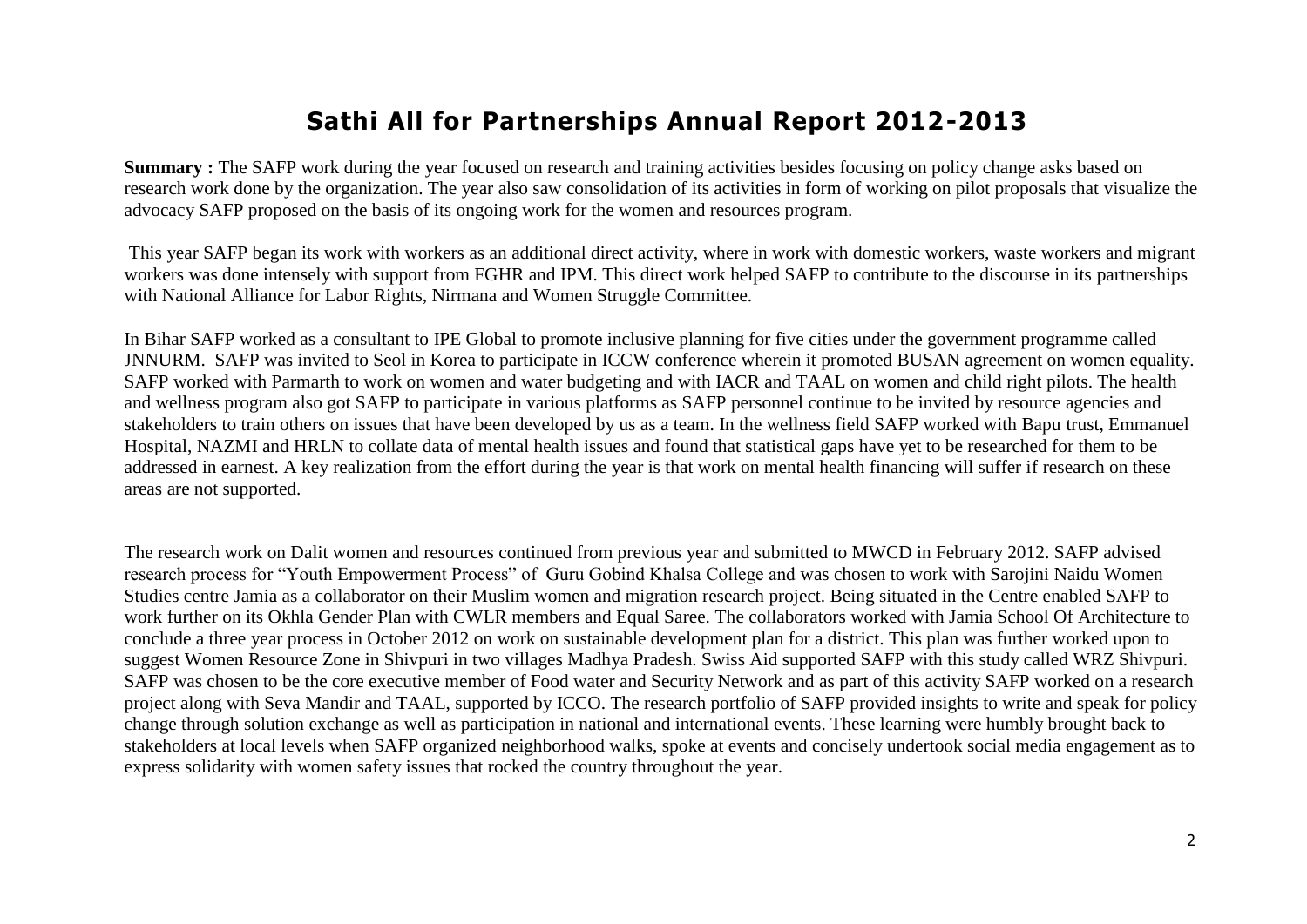# Sathi All for Partnerships Annual Report 2012-2013

**Summary :** The SAFP work during the year focused on research and training activities besides focusing on policy change asks based on research work done by the organization. The year also saw consolidation of its activities in form of working on pilot proposals that visualize the advocacy SAFP proposed on the basis of its ongoing work for the women and resources program.

This year SAFP began its work with workers as an additional direct activity, where in work with domestic workers, waste workers and migrant workers was done intensely with support from FGHR and IPM. This direct work helped SAFP to contribute to the discourse in its partnerships with National Alliance for Labor Rights, Nirmana and Women Struggle Committee.

In Bihar SAFP worked as a consultant to IPE Global to promote inclusive planning for five cities under the government programme called JNNURM. SAFP was invited to Seol in Korea to participate in ICCW conference wherein it promoted BUSAN agreement on women equality. SAFP worked with Parmarth to work on women and water budgeting and with IACR and TAAL on women and child right pilots. The health and wellness program also got SAFP to participate in various platforms as SAFP personnel continue to be invited by resource agencies and stakeholders to train others on issues that have been developed by us as a team. In the wellness field SAFP worked with Bapu trust, Emmanuel Hospital, NAZMI and HRLN to collate data of mental health issues and found that statistical gaps have yet to be researched for them to be addressed in earnest. A key realization from the effort during the year is that work on mental health financing will suffer if research on these areas are not supported.

The research work on Dalit women and resources continued from previous year and submitted to MWCD in February 2012. SAFP advised research process for "Youth Empowerment Process" of Guru Gobind Khalsa College and was chosen to work with Sarojini Naidu Women Studies centre Jamia as a collaborator on their Muslim women and migration research project. Being situated in the Centre enabled SAFP to work further on its Okhla Gender Plan with CWLR members and Equal Saree. The collaborators worked with Jamia School Of Architecture to conclude a three year process in October 2012 on work on sustainable development plan for a district. This plan was further worked upon to suggest Women Resource Zone in Shivpuri in two villages Madhya Pradesh. Swiss Aid supported SAFP with this study called WRZ Shivpuri. SAFP was chosen to be the core executive member of Food water and Security Network and as part of this activity SAFP worked on a research project along with Seva Mandir and TAAL, supported by ICCO. The research portfolio of SAFP provided insights to write and speak for policy change through solution exchange as well as participation in national and international events. These learning were humbly brought back to stakeholders at local levels when SAFP organized neighborhood walks, spoke at events and concisely undertook social media engagement as to express solidarity with women safety issues that rocked the country throughout the year.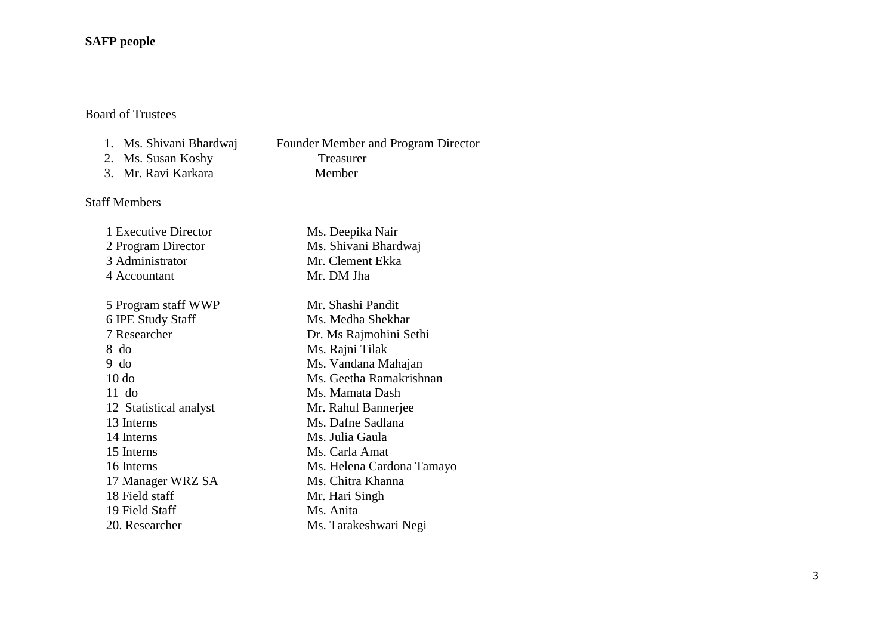**SAFP people**

Board of Trustees

1. Ms. Shivani Bhardwaj — Founder Member and Program Director
2. Ms. Susan Koshy — Treasurer
3. Mr. Ravi Karkara — Member

Staff Members

| | |
|---|---|
| 1 Executive Director | Ms. Deepika Nair |
| 2 Program Director | Ms. Shivani Bhardwaj |
| 3 Administrator | Mr. Clement Ekka |
| 4 Accountant | Mr. DM Jha |
| 5 Program staff WWP | Mr. Shashi Pandit |
| 6 IPE Study Staff | Ms. Medha Shekhar |
| 7 Researcher | Dr. Ms Rajmohini Sethi |
| 8 do | Ms. Rajni Tilak |
| 9 do | Ms. Vandana Mahajan |
| 10 do | Ms. Geetha Ramakrishnan |
| 11 do | Ms. Mamata Dash |
| 12 Statistical analyst | Mr. Rahul Bannerjee |
| 13 Interns | Ms. Dafne Sadlana |
| 14 Interns | Ms. Julia Gaula |
| 15 Interns | Ms. Carla Amat |
| 16 Interns | Ms. Helena Cardona Tamayo |
| 17 Manager WRZ SA | Ms. Chitra Khanna |
| 18 Field staff | Mr. Hari Singh |
| 19 Field Staff | Ms. Anita |
| 20. Researcher | Ms. Tarakeshwari Negi |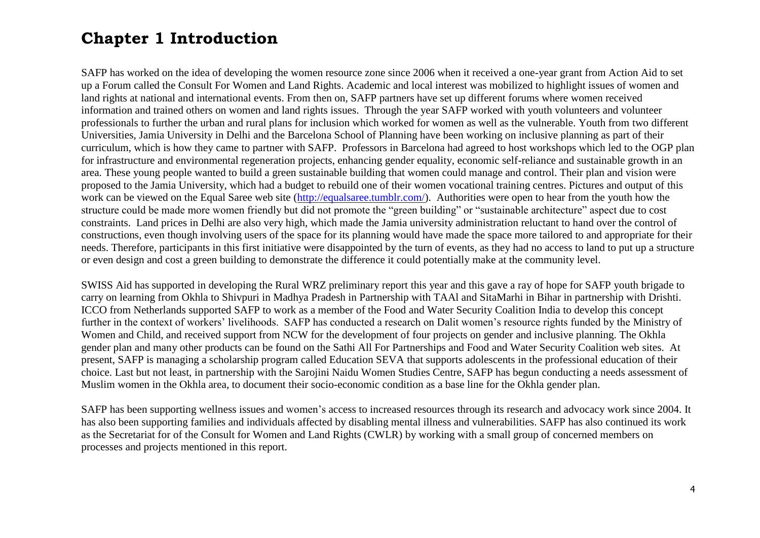# Chapter 1 Introduction

SAFP has worked on the idea of developing the women resource zone since 2006 when it received a one-year grant from Action Aid to set up a Forum called the Consult For Women and Land Rights. Academic and local interest was mobilized to highlight issues of women and land rights at national and international events. From then on, SAFP partners have set up different forums where women received information and trained others on women and land rights issues. Through the year SAFP worked with youth volunteers and volunteer professionals to further the urban and rural plans for inclusion which worked for women as well as the vulnerable. Youth from two different Universities, Jamia University in Delhi and the Barcelona School of Planning have been working on inclusive planning as part of their curriculum, which is how they came to partner with SAFP. Professors in Barcelona had agreed to host workshops which led to the OGP plan for infrastructure and environmental regeneration projects, enhancing gender equality, economic self-reliance and sustainable growth in an area. These young people wanted to build a green sustainable building that women could manage and control. Their plan and vision were proposed to the Jamia University, which had a budget to rebuild one of their women vocational training centres. Pictures and output of this work can be viewed on the Equal Saree web site ([http://equalsaree.tumblr.com/](http://equalsaree.tumblr.com/)). Authorities were open to hear from the youth how the structure could be made more women friendly but did not promote the "green building" or "sustainable architecture" aspect due to cost constraints. Land prices in Delhi are also very high, which made the Jamia university administration reluctant to hand over the control of constructions, even though involving users of the space for its planning would have made the space more tailored to and appropriate for their needs. Therefore, participants in this first initiative were disappointed by the turn of events, as they had no access to land to put up a structure or even design and cost a green building to demonstrate the difference it could potentially make at the community level.

SWISS Aid has supported in developing the Rural WRZ preliminary report this year and this gave a ray of hope for SAFP youth brigade to carry on learning from Okhla to Shivpuri in Madhya Pradesh in Partnership with TAAl and SitaMarhi in Bihar in partnership with Drishti. ICCO from Netherlands supported SAFP to work as a member of the Food and Water Security Coalition India to develop this concept further in the context of workers' livelihoods. SAFP has conducted a research on Dalit women's resource rights funded by the Ministry of Women and Child, and received support from NCW for the development of four projects on gender and inclusive planning. The Okhla gender plan and many other products can be found on the Sathi All For Partnerships and Food and Water Security Coalition web sites. At present, SAFP is managing a scholarship program called Education SEVA that supports adolescents in the professional education of their choice. Last but not least, in partnership with the Sarojini Naidu Women Studies Centre, SAFP has begun conducting a needs assessment of Muslim women in the Okhla area, to document their socio-economic condition as a base line for the Okhla gender plan.

SAFP has been supporting wellness issues and women's access to increased resources through its research and advocacy work since 2004. It has also been supporting families and individuals affected by disabling mental illness and vulnerabilities. SAFP has also continued its work as the Secretariat for of the Consult for Women and Land Rights (CWLR) by working with a small group of concerned members on processes and projects mentioned in this report.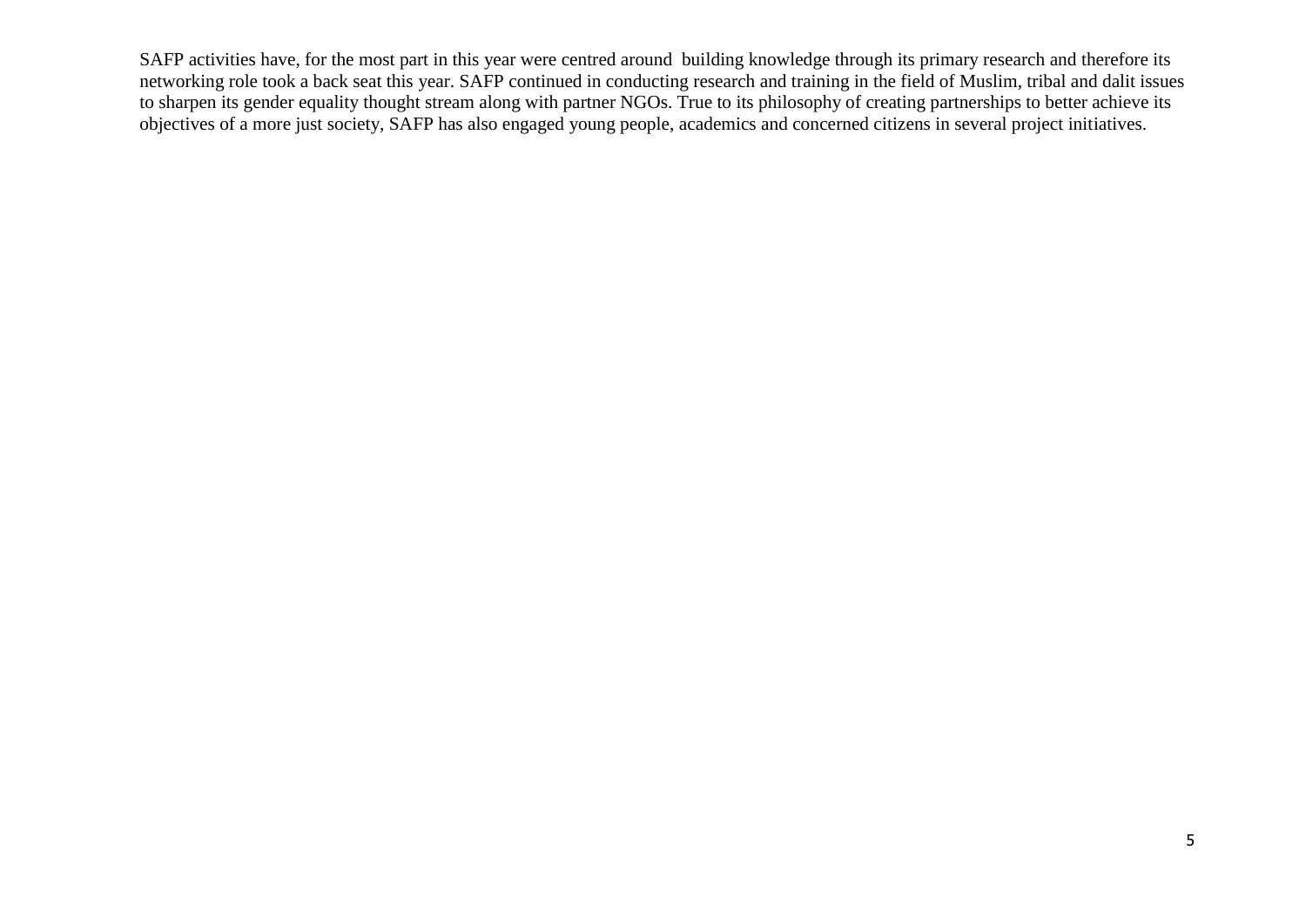SAFP activities have, for the most part in this year were centred around building knowledge through its primary research and therefore its networking role took a back seat this year. SAFP continued in conducting research and training in the field of Muslim, tribal and dalit issues to sharpen its gender equality thought stream along with partner NGOs. True to its philosophy of creating partnerships to better achieve its objectives of a more just society, SAFP has also engaged young people, academics and concerned citizens in several project initiatives.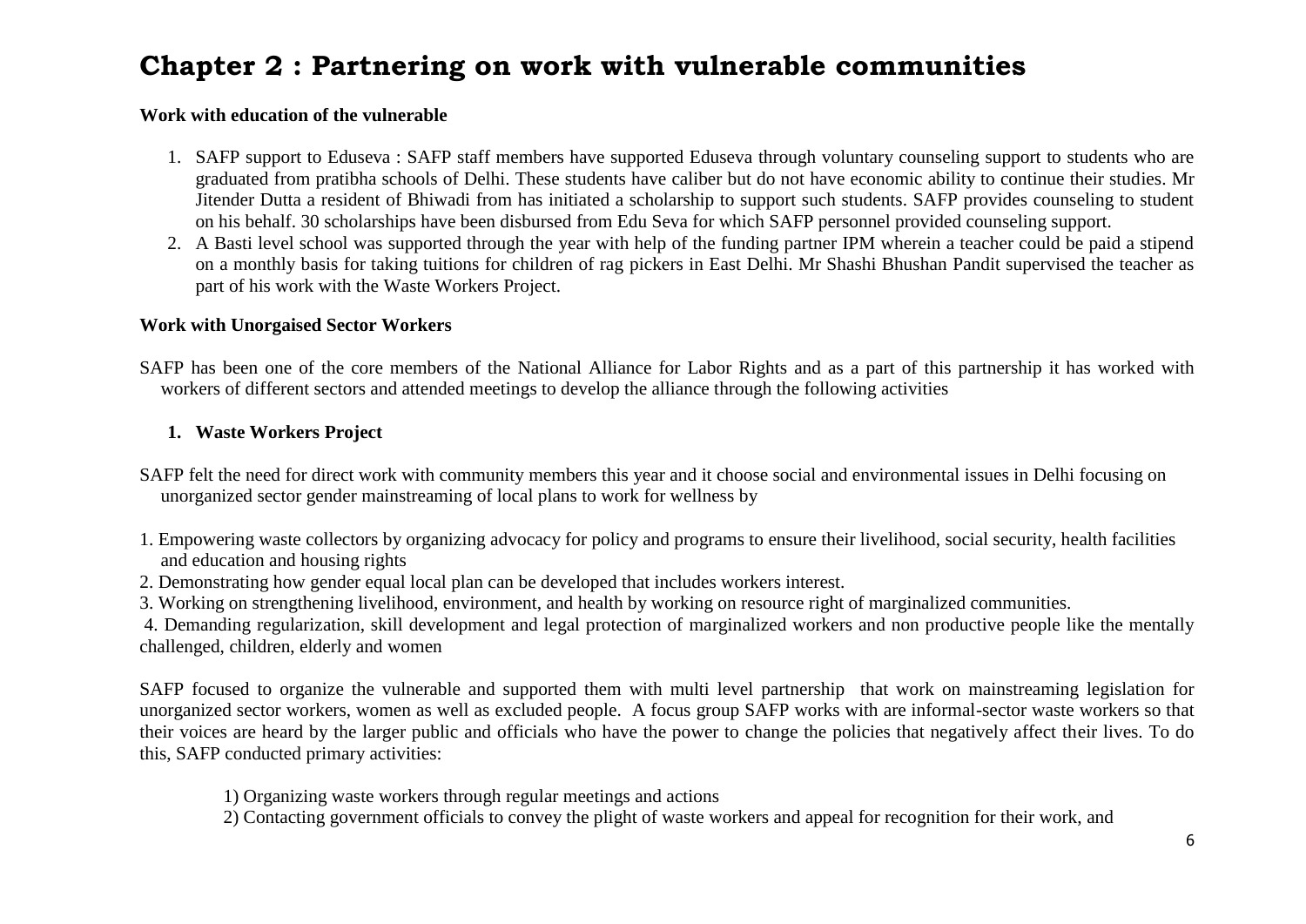# Chapter 2 : Partnering on work with vulnerable communities

**Work with education of the vulnerable**

1. SAFP support to Eduseva : SAFP staff members have supported Eduseva through voluntary counseling support to students who are graduated from pratibha schools of Delhi. These students have caliber but do not have economic ability to continue their studies. Mr Jitender Dutta a resident of Bhiwadi from has initiated a scholarship to support such students. SAFP provides counseling to student on his behalf. 30 scholarships have been disbursed from Edu Seva for which SAFP personnel provided counseling support.
2. A Basti level school was supported through the year with help of the funding partner IPM wherein a teacher could be paid a stipend on a monthly basis for taking tuitions for children of rag pickers in East Delhi. Mr Shashi Bhushan Pandit supervised the teacher as part of his work with the Waste Workers Project.

**Work with Unorgaised Sector Workers**

SAFP has been one of the core members of the National Alliance for Labor Rights and as a part of this partnership it has worked with workers of different sectors and attended meetings to develop the alliance through the following activities

**1. Waste Workers Project**

SAFP felt the need for direct work with community members this year and it choose social and environmental issues in Delhi focusing on unorganized sector gender mainstreaming of local plans to work for wellness by

1. Empowering waste collectors by organizing advocacy for policy and programs to ensure their livelihood, social security, health facilities and education and housing rights
2. Demonstrating how gender equal local plan can be developed that includes workers interest.
3. Working on strengthening livelihood, environment, and health by working on resource right of marginalized communities.
4. Demanding regularization, skill development and legal protection of marginalized workers and non productive people like the mentally challenged, children, elderly and women

SAFP focused to organize the vulnerable and supported them with multi level partnership that work on mainstreaming legislation for unorganized sector workers, women as well as excluded people. A focus group SAFP works with are informal-sector waste workers so that their voices are heard by the larger public and officials who have the power to change the policies that negatively affect their lives. To do this, SAFP conducted primary activities:

1) Organizing waste workers through regular meetings and actions
2) Contacting government officials to convey the plight of waste workers and appeal for recognition for their work, and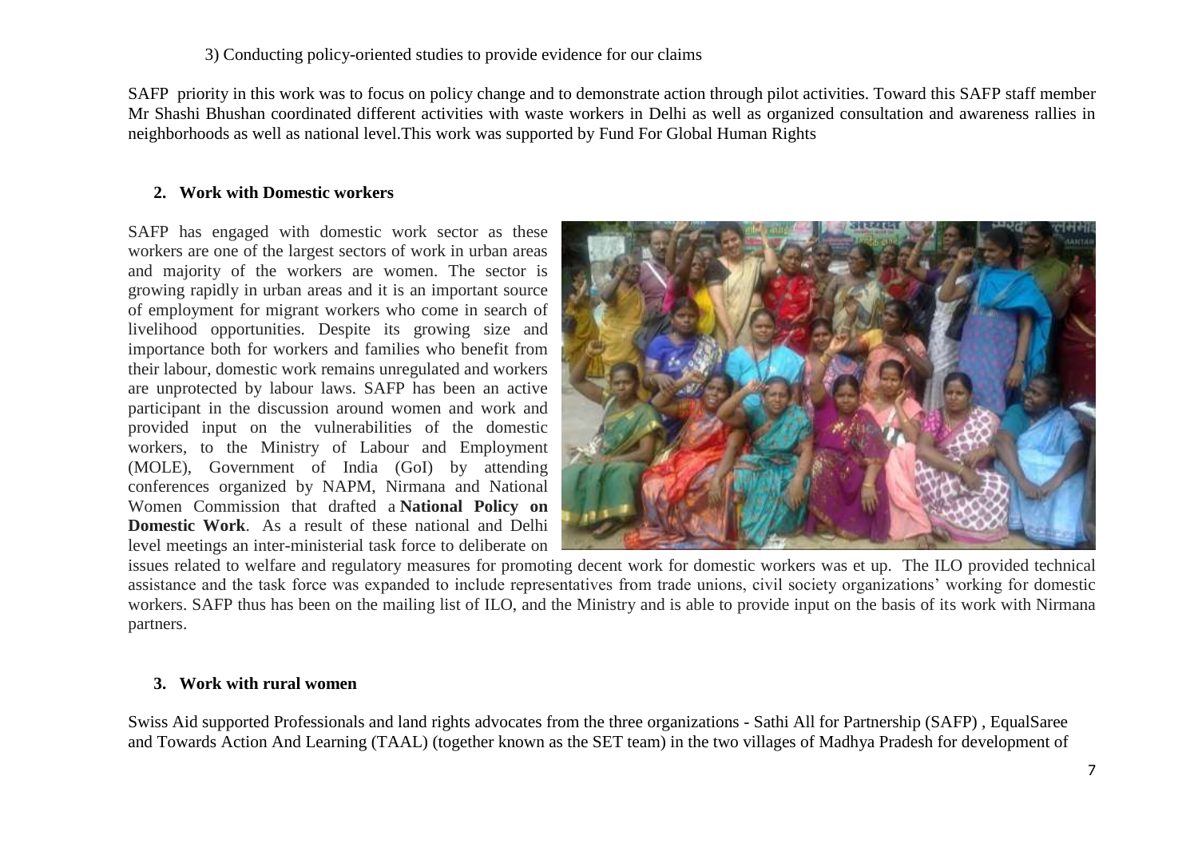3) Conducting policy-oriented studies to provide evidence for our claims

SAFP priority in this work was to focus on policy change and to demonstrate action through pilot activities. Toward this SAFP staff member Mr Shashi Bhushan coordinated different activities with waste workers in Delhi as well as organized consultation and awareness rallies in neighborhoods as well as national level.This work was supported by Fund For Global Human Rights

## 2. Work with Domestic workers

SAFP has engaged with domestic work sector as these workers are one of the largest sectors of work in urban areas and majority of the workers are women. The sector is growing rapidly in urban areas and it is an important source of employment for migrant workers who come in search of livelihood opportunities. Despite its growing size and importance both for workers and families who benefit from their labour, domestic work remains unregulated and workers are unprotected by labour laws. SAFP has been an active participant in the discussion around women and work and provided input on the vulnerabilities of the domestic workers, to the Ministry of Labour and Employment (MOLE), Government of India (GoI) by attending conferences organized by NAPM, Nirmana and National Women Commission that drafted a **National Policy on Domestic Work**. As a result of these national and Delhi level meetings an inter-ministerial task force to deliberate on issues related to welfare and regulatory measures for promoting decent work for domestic workers was et up. The ILO provided technical assistance and the task force was expanded to include representatives from trade unions, civil society organizations' working for domestic workers. SAFP thus has been on the mailing list of ILO, and the Ministry and is able to provide input on the basis of its work with Nirmana partners.

## 3. Work with rural women

Swiss Aid supported Professionals and land rights advocates from the three organizations - Sathi All for Partnership (SAFP) , EqualSaree and Towards Action And Learning (TAAL) (together known as the SET team) in the two villages of Madhya Pradesh for development of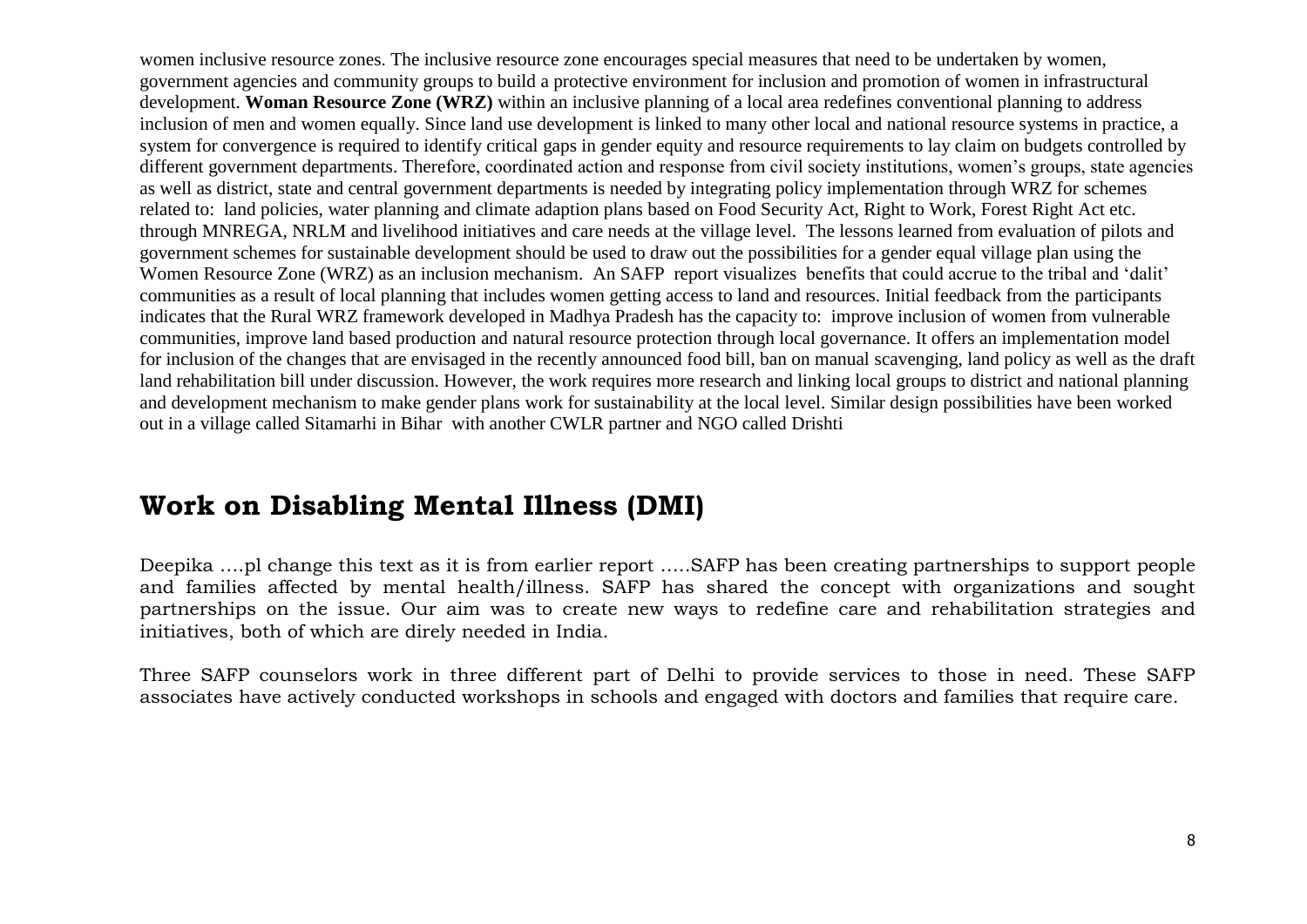women inclusive resource zones. The inclusive resource zone encourages special measures that need to be undertaken by women, government agencies and community groups to build a protective environment for inclusion and promotion of women in infrastructural development. **Woman Resource Zone (WRZ)** within an inclusive planning of a local area redefines conventional planning to address inclusion of men and women equally. Since land use development is linked to many other local and national resource systems in practice, a system for convergence is required to identify critical gaps in gender equity and resource requirements to lay claim on budgets controlled by different government departments. Therefore, coordinated action and response from civil society institutions, women's groups, state agencies as well as district, state and central government departments is needed by integrating policy implementation through WRZ for schemes related to: land policies, water planning and climate adaption plans based on Food Security Act, Right to Work, Forest Right Act etc. through MNREGA, NRLM and livelihood initiatives and care needs at the village level. The lessons learned from evaluation of pilots and government schemes for sustainable development should be used to draw out the possibilities for a gender equal village plan using the Women Resource Zone (WRZ) as an inclusion mechanism. An SAFP report visualizes benefits that could accrue to the tribal and 'dalit' communities as a result of local planning that includes women getting access to land and resources. Initial feedback from the participants indicates that the Rural WRZ framework developed in Madhya Pradesh has the capacity to: improve inclusion of women from vulnerable communities, improve land based production and natural resource protection through local governance. It offers an implementation model for inclusion of the changes that are envisaged in the recently announced food bill, ban on manual scavenging, land policy as well as the draft land rehabilitation bill under discussion. However, the work requires more research and linking local groups to district and national planning and development mechanism to make gender plans work for sustainability at the local level. Similar design possibilities have been worked out in a village called Sitamarhi in Bihar with another CWLR partner and NGO called Drishti

## Work on Disabling Mental Illness (DMI)

Deepika ….pl change this text as it is from earlier report …..SAFP has been creating partnerships to support people and families affected by mental health/illness. SAFP has shared the concept with organizations and sought partnerships on the issue. Our aim was to create new ways to redefine care and rehabilitation strategies and initiatives, both of which are direly needed in India.

Three SAFP counselors work in three different part of Delhi to provide services to those in need. These SAFP associates have actively conducted workshops in schools and engaged with doctors and families that require care.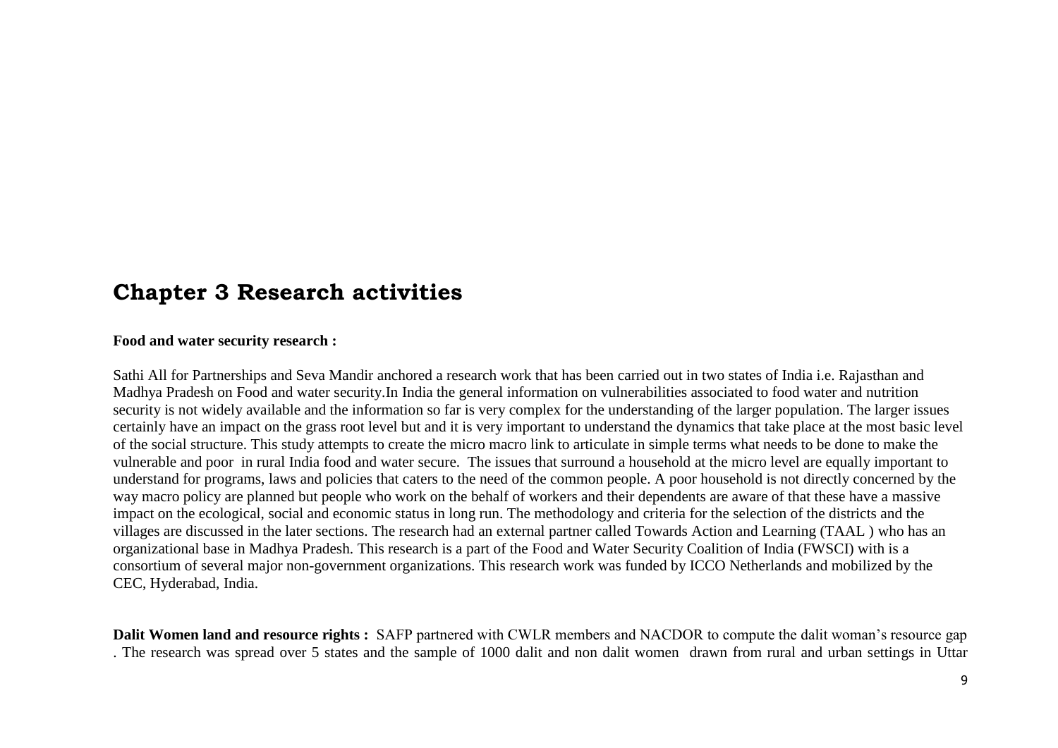# Chapter 3 Research activities

**Food and water security research :**

Sathi All for Partnerships and Seva Mandir anchored a research work that has been carried out in two states of India i.e. Rajasthan and Madhya Pradesh on Food and water security.In India the general information on vulnerabilities associated to food water and nutrition security is not widely available and the information so far is very complex for the understanding of the larger population. The larger issues certainly have an impact on the grass root level but and it is very important to understand the dynamics that take place at the most basic level of the social structure. This study attempts to create the micro macro link to articulate in simple terms what needs to be done to make the vulnerable and poor in rural India food and water secure. The issues that surround a household at the micro level are equally important to understand for programs, laws and policies that caters to the need of the common people. A poor household is not directly concerned by the way macro policy are planned but people who work on the behalf of workers and their dependents are aware of that these have a massive impact on the ecological, social and economic status in long run. The methodology and criteria for the selection of the districts and the villages are discussed in the later sections. The research had an external partner called Towards Action and Learning (TAAL ) who has an organizational base in Madhya Pradesh. This research is a part of the Food and Water Security Coalition of India (FWSCI) with is a consortium of several major non-government organizations. This research work was funded by ICCO Netherlands and mobilized by the CEC, Hyderabad, India.

**Dalit Women land and resource rights :** SAFP partnered with CWLR members and NACDOR to compute the dalit woman's resource gap . The research was spread over 5 states and the sample of 1000 dalit and non dalit women drawn from rural and urban settings in Uttar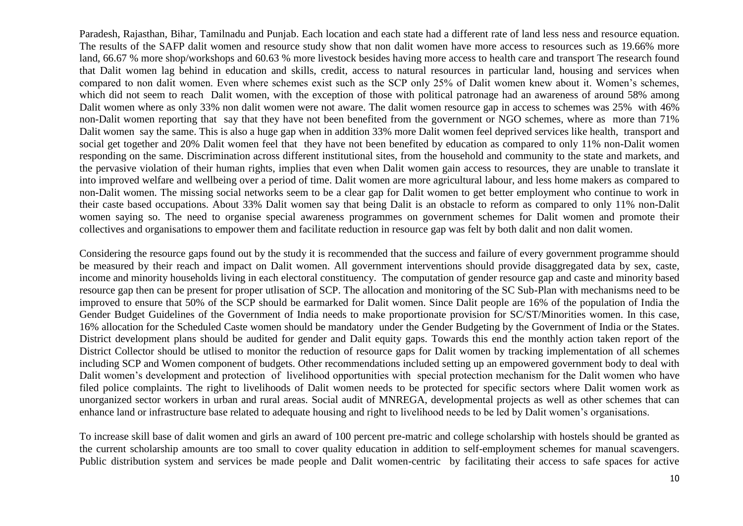Paradesh, Rajasthan, Bihar, Tamilnadu and Punjab. Each location and each state had a different rate of land less ness and resource equation. The results of the SAFP dalit women and resource study show that non dalit women have more access to resources such as 19.66% more land, 66.67 % more shop/workshops and 60.63 % more livestock besides having more access to health care and transport The research found that Dalit women lag behind in education and skills, credit, access to natural resources in particular land, housing and services when compared to non dalit women. Even where schemes exist such as the SCP only 25% of Dalit women knew about it. Women's schemes, which did not seem to reach Dalit women, with the exception of those with political patronage had an awareness of around 58% among Dalit women where as only 33% non dalit women were not aware. The dalit women resource gap in access to schemes was 25% with 46% non-Dalit women reporting that say that they have not been benefited from the government or NGO schemes, where as more than 71% Dalit women say the same. This is also a huge gap when in addition 33% more Dalit women feel deprived services like health, transport and social get together and 20% Dalit women feel that they have not been benefited by education as compared to only 11% non-Dalit women responding on the same. Discrimination across different institutional sites, from the household and community to the state and markets, and the pervasive violation of their human rights, implies that even when Dalit women gain access to resources, they are unable to translate it into improved welfare and wellbeing over a period of time. Dalit women are more agricultural labour, and less home makers as compared to non-Dalit women. The missing social networks seem to be a clear gap for Dalit women to get better employment who continue to work in their caste based occupations. About 33% Dalit women say that being Dalit is an obstacle to reform as compared to only 11% non-Dalit women saying so. The need to organise special awareness programmes on government schemes for Dalit women and promote their collectives and organisations to empower them and facilitate reduction in resource gap was felt by both dalit and non dalit women.

Considering the resource gaps found out by the study it is recommended that the success and failure of every government programme should be measured by their reach and impact on Dalit women. All government interventions should provide disaggregated data by sex, caste, income and minority households living in each electoral constituency. The computation of gender resource gap and caste and minority based resource gap then can be present for proper utlisation of SCP. The allocation and monitoring of the SC Sub-Plan with mechanisms need to be improved to ensure that 50% of the SCP should be earmarked for Dalit women. Since Dalit people are 16% of the population of India the Gender Budget Guidelines of the Government of India needs to make proportionate provision for SC/ST/Minorities women. In this case, 16% allocation for the Scheduled Caste women should be mandatory under the Gender Budgeting by the Government of India or the States. District development plans should be audited for gender and Dalit equity gaps. Towards this end the monthly action taken report of the District Collector should be utlised to monitor the reduction of resource gaps for Dalit women by tracking implementation of all schemes including SCP and Women component of budgets. Other recommendations included setting up an empowered government body to deal with Dalit women's development and protection of livelihood opportunities with special protection mechanism for the Dalit women who have filed police complaints. The right to livelihoods of Dalit women needs to be protected for specific sectors where Dalit women work as unorganized sector workers in urban and rural areas. Social audit of MNREGA, developmental projects as well as other schemes that can enhance land or infrastructure base related to adequate housing and right to livelihood needs to be led by Dalit women's organisations.

To increase skill base of dalit women and girls an award of 100 percent pre-matric and college scholarship with hostels should be granted as the current scholarship amounts are too small to cover quality education in addition to self-employment schemes for manual scavengers. Public distribution system and services be made people and Dalit women-centric by facilitating their access to safe spaces for active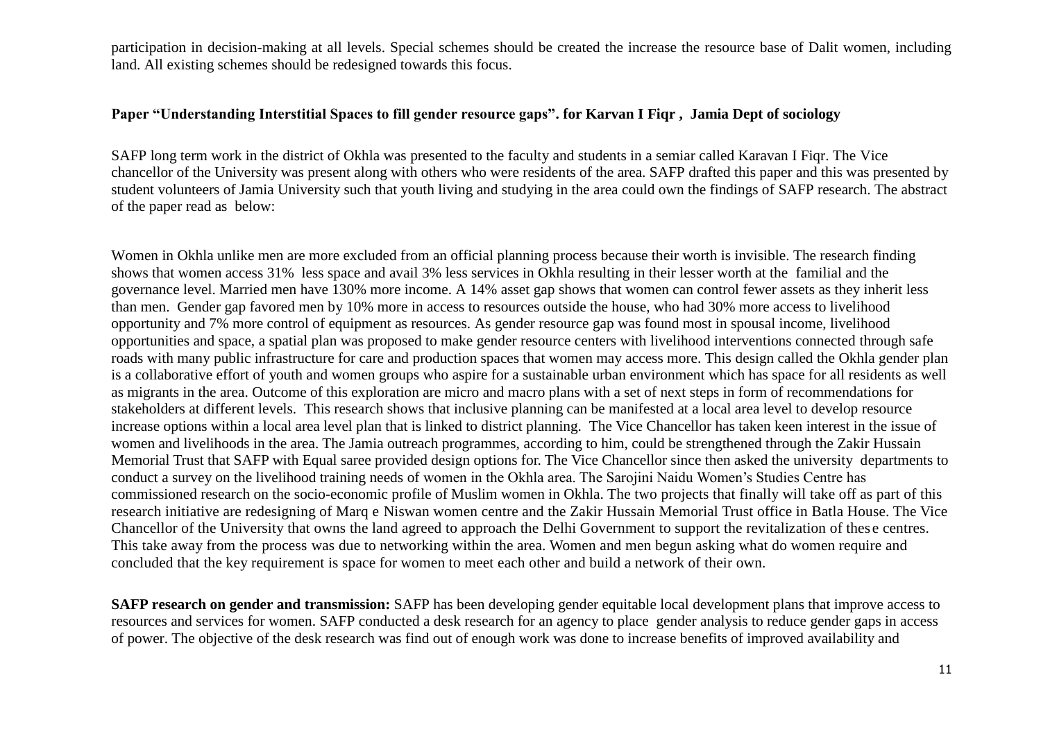participation in decision-making at all levels. Special schemes should be created the increase the resource base of Dalit women, including land. All existing schemes should be redesigned towards this focus.

**Paper "Understanding Interstitial Spaces to fill gender resource gaps". for Karvan I Fiqr , Jamia Dept of sociology**

SAFP long term work in the district of Okhla was presented to the faculty and students in a semiar called Karavan I Fiqr. The Vice chancellor of the University was present along with others who were residents of the area. SAFP drafted this paper and this was presented by student volunteers of Jamia University such that youth living and studying in the area could own the findings of SAFP research. The abstract of the paper read as below:

Women in Okhla unlike men are more excluded from an official planning process because their worth is invisible. The research finding shows that women access 31% less space and avail 3% less services in Okhla resulting in their lesser worth at the familial and the governance level. Married men have 130% more income. A 14% asset gap shows that women can control fewer assets as they inherit less than men. Gender gap favored men by 10% more in access to resources outside the house, who had 30% more access to livelihood opportunity and 7% more control of equipment as resources. As gender resource gap was found most in spousal income, livelihood opportunities and space, a spatial plan was proposed to make gender resource centers with livelihood interventions connected through safe roads with many public infrastructure for care and production spaces that women may access more. This design called the Okhla gender plan is a collaborative effort of youth and women groups who aspire for a sustainable urban environment which has space for all residents as well as migrants in the area. Outcome of this exploration are micro and macro plans with a set of next steps in form of recommendations for stakeholders at different levels. This research shows that inclusive planning can be manifested at a local area level to develop resource increase options within a local area level plan that is linked to district planning. The Vice Chancellor has taken keen interest in the issue of women and livelihoods in the area. The Jamia outreach programmes, according to him, could be strengthened through the Zakir Hussain Memorial Trust that SAFP with Equal saree provided design options for. The Vice Chancellor since then asked the university departments to conduct a survey on the livelihood training needs of women in the Okhla area. The Sarojini Naidu Women's Studies Centre has commissioned research on the socio-economic profile of Muslim women in Okhla. The two projects that finally will take off as part of this research initiative are redesigning of Marq e Niswan women centre and the Zakir Hussain Memorial Trust office in Batla House. The Vice Chancellor of the University that owns the land agreed to approach the Delhi Government to support the revitalization of these centres. This take away from the process was due to networking within the area. Women and men begun asking what do women require and concluded that the key requirement is space for women to meet each other and build a network of their own.

**SAFP research on gender and transmission:** SAFP has been developing gender equitable local development plans that improve access to resources and services for women. SAFP conducted a desk research for an agency to place gender analysis to reduce gender gaps in access of power. The objective of the desk research was find out of enough work was done to increase benefits of improved availability and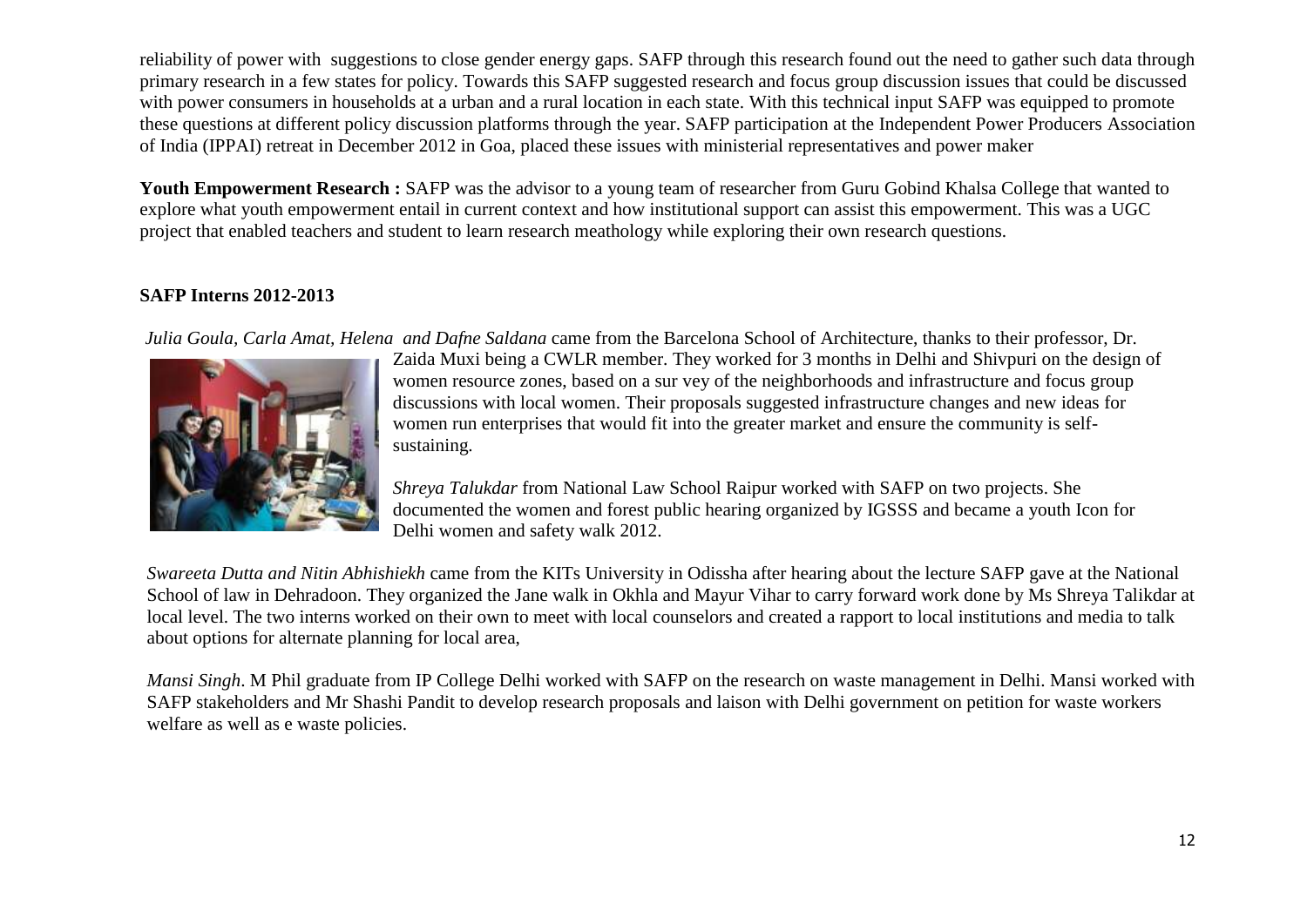reliability of power with suggestions to close gender energy gaps. SAFP through this research found out the need to gather such data through primary research in a few states for policy. Towards this SAFP suggested research and focus group discussion issues that could be discussed with power consumers in households at a urban and a rural location in each state. With this technical input SAFP was equipped to promote these questions at different policy discussion platforms through the year. SAFP participation at the Independent Power Producers Association of India (IPPAI) retreat in December 2012 in Goa, placed these issues with ministerial representatives and power maker

**Youth Empowerment Research :** SAFP was the advisor to a young team of researcher from Guru Gobind Khalsa College that wanted to explore what youth empowerment entail in current context and how institutional support can assist this empowerment. This was a UGC project that enabled teachers and student to learn research meathology while exploring their own research questions.

**SAFP Interns 2012-2013**

*Julia Goula, Carla Amat, Helena and Dafne Saldana* came from the Barcelona School of Architecture, thanks to their professor, Dr. Zaida Muxi being a CWLR member. They worked for 3 months in Delhi and Shivpuri on the design of women resource zones, based on a sur vey of the neighborhoods and infrastructure and focus group discussions with local women. Their proposals suggested infrastructure changes and new ideas for women run enterprises that would fit into the greater market and ensure the community is self-sustaining.

*Shreya Talukdar* from National Law School Raipur worked with SAFP on two projects. She documented the women and forest public hearing organized by IGSSS and became a youth Icon for Delhi women and safety walk 2012.

*Swareeta Dutta and Nitin Abhishiekh* came from the KITs University in Odissha after hearing about the lecture SAFP gave at the National School of law in Dehradoon. They organized the Jane walk in Okhla and Mayur Vihar to carry forward work done by Ms Shreya Talikdar at local level. The two interns worked on their own to meet with local counselors and created a rapport to local institutions and media to talk about options for alternate planning for local area,

*Mansi Singh*. M Phil graduate from IP College Delhi worked with SAFP on the research on waste management in Delhi. Mansi worked with SAFP stakeholders and Mr Shashi Pandit to develop research proposals and laison with Delhi government on petition for waste workers welfare as well as e waste policies.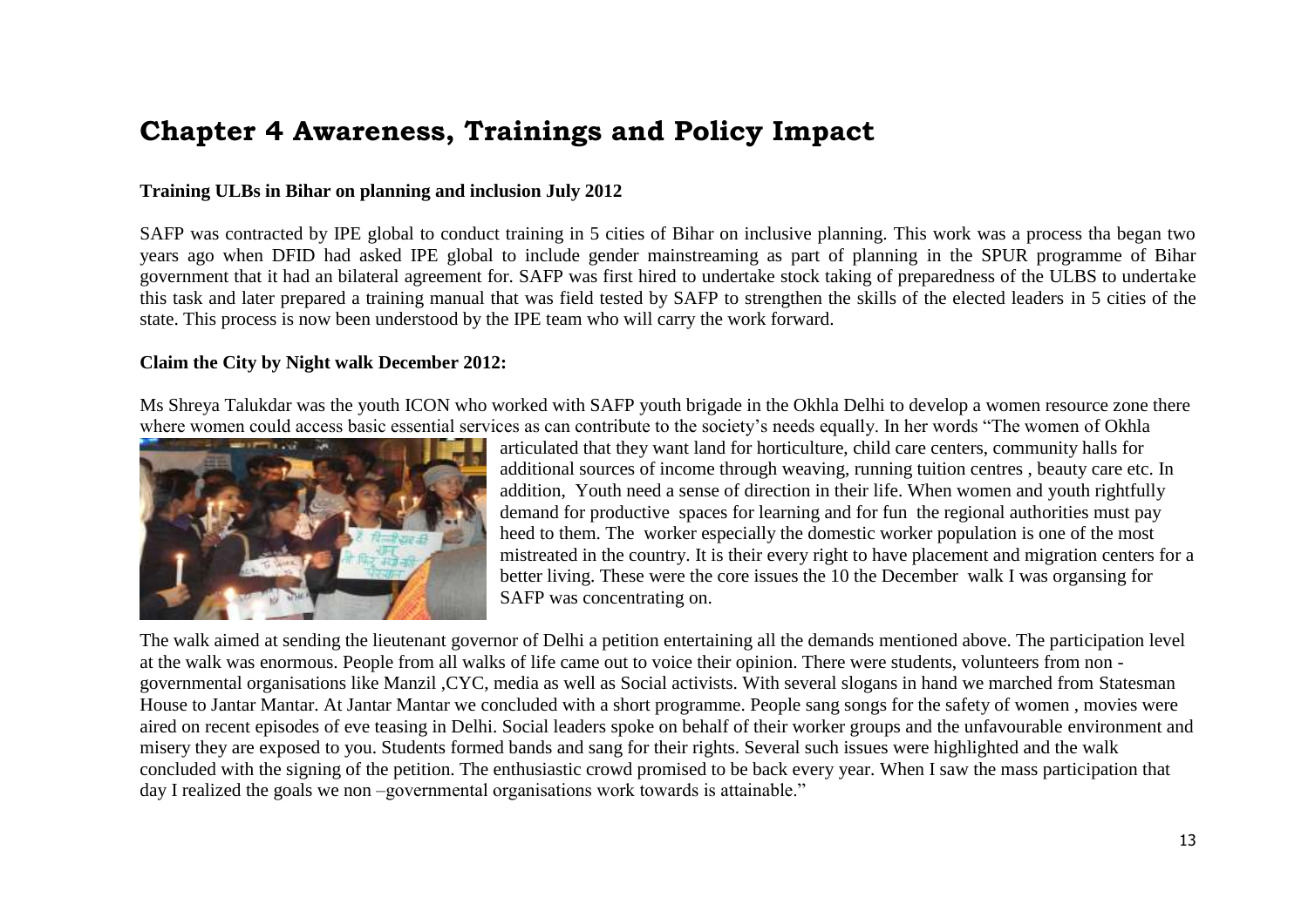# Chapter 4 Awareness, Trainings and Policy Impact

**Training ULBs in Bihar on planning and inclusion July 2012**

SAFP was contracted by IPE global to conduct training in 5 cities of Bihar on inclusive planning. This work was a process tha began two years ago when DFID had asked IPE global to include gender mainstreaming as part of planning in the SPUR programme of Bihar government that it had an bilateral agreement for. SAFP was first hired to undertake stock taking of preparedness of the ULBS to undertake this task and later prepared a training manual that was field tested by SAFP to strengthen the skills of the elected leaders in 5 cities of the state. This process is now been understood by the IPE team who will carry the work forward.

**Claim the City by Night walk December 2012:**

Ms Shreya Talukdar was the youth ICON who worked with SAFP youth brigade in the Okhla Delhi to develop a women resource zone there where women could access basic essential services as can contribute to the society's needs equally. In her words "The women of Okhla articulated that they want land for horticulture, child care centers, community halls for additional sources of income through weaving, running tuition centres , beauty care etc. In addition, Youth need a sense of direction in their life. When women and youth rightfully demand for productive spaces for learning and for fun the regional authorities must pay heed to them. The worker especially the domestic worker population is one of the most mistreated in the country. It is their every right to have placement and migration centers for a better living. These were the core issues the 10 the December walk I was organsing for SAFP was concentrating on.

The walk aimed at sending the lieutenant governor of Delhi a petition entertaining all the demands mentioned above. The participation level at the walk was enormous. People from all walks of life came out to voice their opinion. There were students, volunteers from non - governmental organisations like Manzil ,CYC, media as well as Social activists. With several slogans in hand we marched from Statesman House to Jantar Mantar. At Jantar Mantar we concluded with a short programme. People sang songs for the safety of women , movies were aired on recent episodes of eve teasing in Delhi. Social leaders spoke on behalf of their worker groups and the unfavourable environment and misery they are exposed to you. Students formed bands and sang for their rights. Several such issues were highlighted and the walk concluded with the signing of the petition. The enthusiastic crowd promised to be back every year. When I saw the mass participation that day I realized the goals we non –governmental organisations work towards is attainable."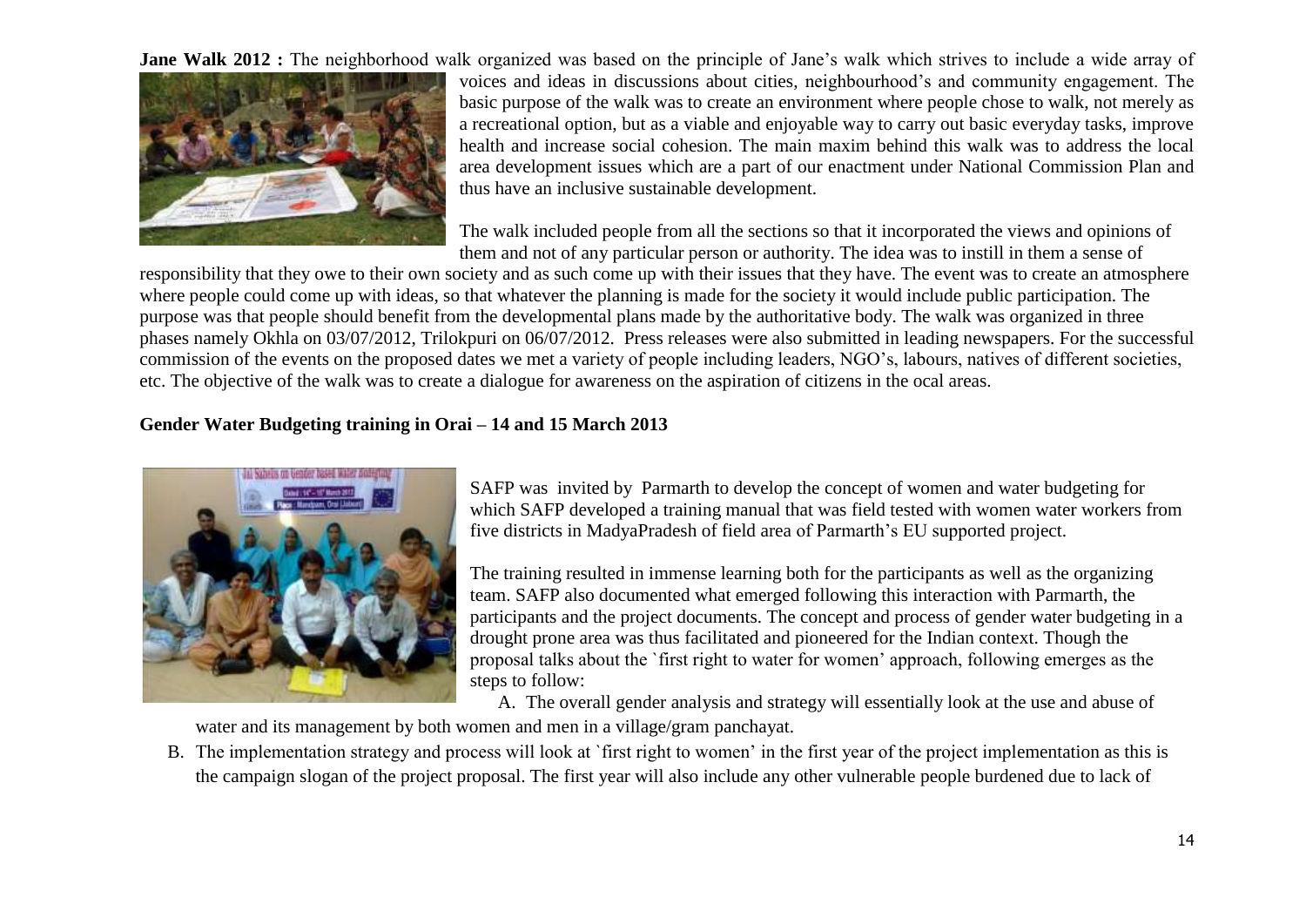**Jane Walk 2012 :** The neighborhood walk organized was based on the principle of Jane's walk which strives to include a wide array of voices and ideas in discussions about cities, neighbourhood's and community engagement. The basic purpose of the walk was to create an environment where people chose to walk, not merely as a recreational option, but as a viable and enjoyable way to carry out basic everyday tasks, improve health and increase social cohesion. The main maxim behind this walk was to address the local area development issues which are a part of our enactment under National Commission Plan and thus have an inclusive sustainable development.

The walk included people from all the sections so that it incorporated the views and opinions of them and not of any particular person or authority. The idea was to instill in them a sense of responsibility that they owe to their own society and as such come up with their issues that they have. The event was to create an atmosphere where people could come up with ideas, so that whatever the planning is made for the society it would include public participation. The purpose was that people should benefit from the developmental plans made by the authoritative body. The walk was organized in three phases namely Okhla on 03/07/2012, Trilokpuri on 06/07/2012. Press releases were also submitted in leading newspapers. For the successful commission of the events on the proposed dates we met a variety of people including leaders, NGO's, labours, natives of different societies, etc. The objective of the walk was to create a dialogue for awareness on the aspiration of citizens in the ocal areas.

**Gender Water Budgeting training in Orai – 14 and 15 March 2013**

SAFP was invited by Parmarth to develop the concept of women and water budgeting for which SAFP developed a training manual that was field tested with women water workers from five districts in MadyaPradesh of field area of Parmarth's EU supported project.

The training resulted in immense learning both for the participants as well as the organizing team. SAFP also documented what emerged following this interaction with Parmarth, the participants and the project documents. The concept and process of gender water budgeting in a drought prone area was thus facilitated and pioneered for the Indian context. Though the proposal talks about the `first right to water for women' approach, following emerges as the steps to follow:

A. The overall gender analysis and strategy will essentially look at the use and abuse of water and its management by both women and men in a village/gram panchayat.
B. The implementation strategy and process will look at `first right to women' in the first year of the project implementation as this is the campaign slogan of the project proposal. The first year will also include any other vulnerable people burdened due to lack of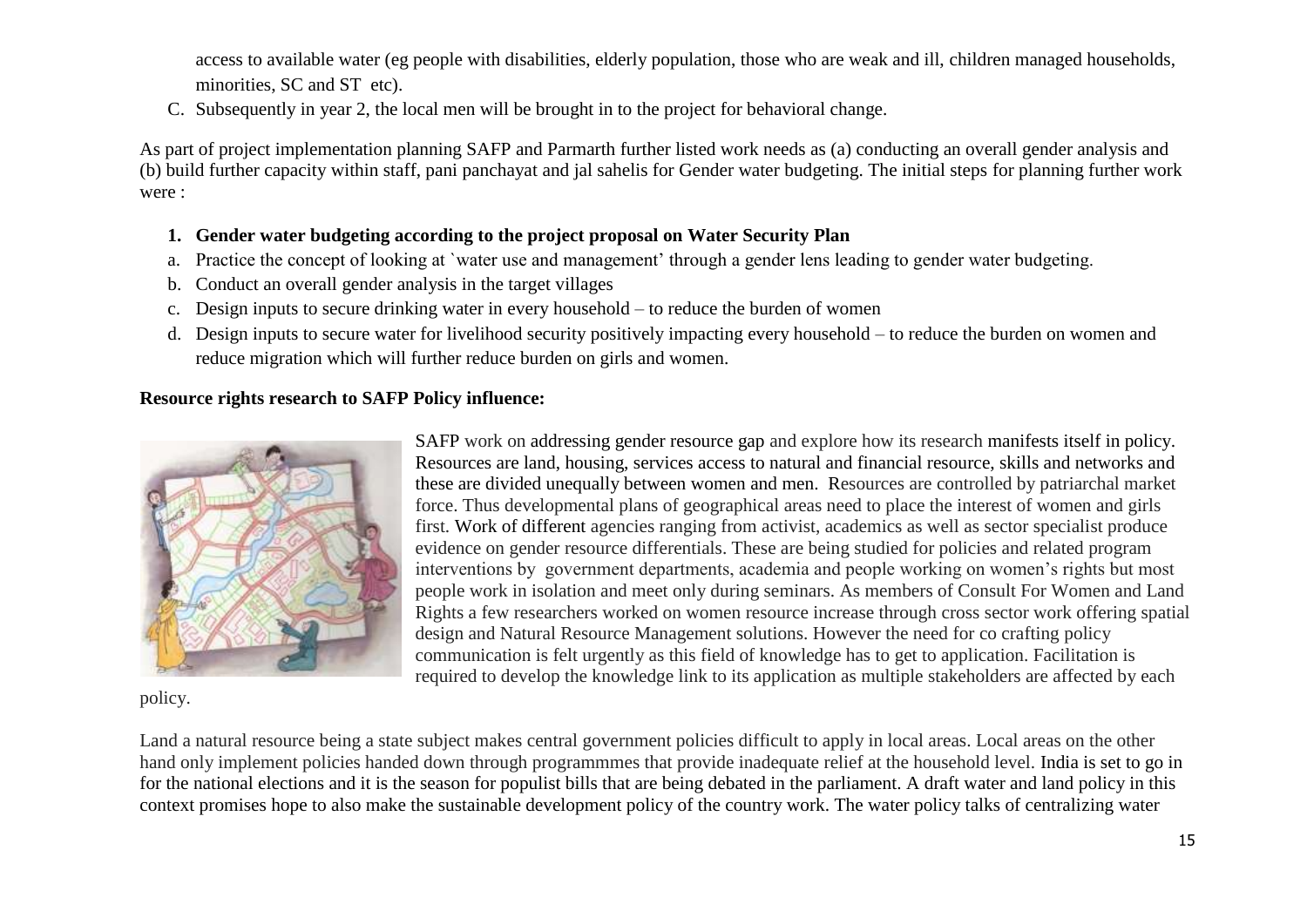access to available water (eg people with disabilities, elderly population, those who are weak and ill, children managed households, minorities, SC and ST etc).

C. Subsequently in year 2, the local men will be brought in to the project for behavioral change.

As part of project implementation planning SAFP and Parmarth further listed work needs as (a) conducting an overall gender analysis and (b) build further capacity within staff, pani panchayat and jal sahelis for Gender water budgeting. The initial steps for planning further work were :

1. **Gender water budgeting according to the project proposal on Water Security Plan**

a. Practice the concept of looking at `water use and management' through a gender lens leading to gender water budgeting.
b. Conduct an overall gender analysis in the target villages
c. Design inputs to secure drinking water in every household – to reduce the burden of women
d. Design inputs to secure water for livelihood security positively impacting every household – to reduce the burden on women and reduce migration which will further reduce burden on girls and women.

**Resource rights research to SAFP Policy influence:**

SAFP work on addressing gender resource gap and explore how its research manifests itself in policy. Resources are land, housing, services access to natural and financial resource, skills and networks and these are divided unequally between women and men. Resources are controlled by patriarchal market force. Thus developmental plans of geographical areas need to place the interest of women and girls first. Work of different agencies ranging from activist, academics as well as sector specialist produce evidence on gender resource differentials. These are being studied for policies and related program interventions by government departments, academia and people working on women's rights but most people work in isolation and meet only during seminars. As members of Consult For Women and Land Rights a few researchers worked on women resource increase through cross sector work offering spatial design and Natural Resource Management solutions. However the need for co crafting policy communication is felt urgently as this field of knowledge has to get to application. Facilitation is required to develop the knowledge link to its application as multiple stakeholders are affected by each policy.

Land a natural resource being a state subject makes central government policies difficult to apply in local areas. Local areas on the other hand only implement policies handed down through programmmes that provide inadequate relief at the household level. India is set to go in for the national elections and it is the season for populist bills that are being debated in the parliament. A draft water and land policy in this context promises hope to also make the sustainable development policy of the country work. The water policy talks of centralizing water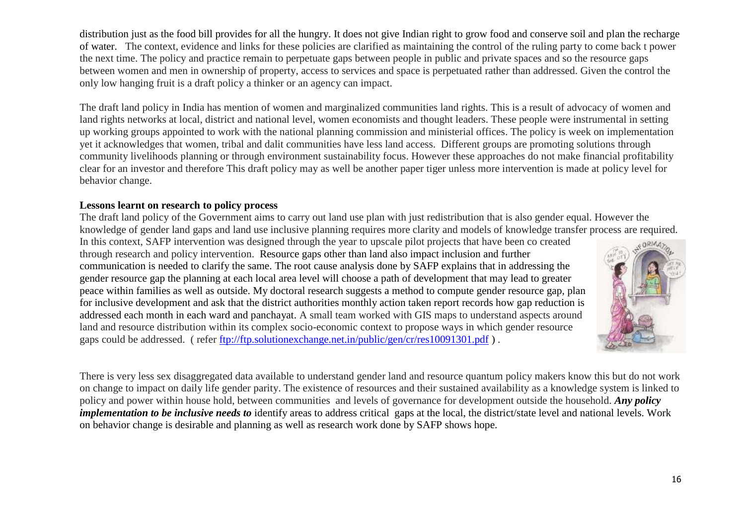distribution just as the food bill provides for all the hungry. It does not give Indian right to grow food and conserve soil and plan the recharge of water. The context, evidence and links for these policies are clarified as maintaining the control of the ruling party to come back t power the next time. The policy and practice remain to perpetuate gaps between people in public and private spaces and so the resource gaps between women and men in ownership of property, access to services and space is perpetuated rather than addressed. Given the control the only low hanging fruit is a draft policy a thinker or an agency can impact.

The draft land policy in India has mention of women and marginalized communities land rights. This is a result of advocacy of women and land rights networks at local, district and national level, women economists and thought leaders. These people were instrumental in setting up working groups appointed to work with the national planning commission and ministerial offices. The policy is week on implementation yet it acknowledges that women, tribal and dalit communities have less land access. Different groups are promoting solutions through community livelihoods planning or through environment sustainability focus. However these approaches do not make financial profitability clear for an investor and therefore This draft policy may as well be another paper tiger unless more intervention is made at policy level for behavior change.

**Lessons learnt on research to policy process**

The draft land policy of the Government aims to carry out land use plan with just redistribution that is also gender equal. However the knowledge of gender land gaps and land use inclusive planning requires more clarity and models of knowledge transfer process are required. In this context, SAFP intervention was designed through the year to upscale pilot projects that have been co created through research and policy intervention. Resource gaps other than land also impact inclusion and further communication is needed to clarify the same. The root cause analysis done by SAFP explains that in addressing the gender resource gap the planning at each local area level will choose a path of development that may lead to greater peace within families as well as outside. My doctoral research suggests a method to compute gender resource gap, plan for inclusive development and ask that the district authorities monthly action taken report records how gap reduction is addressed each month in each ward and panchayat. A small team worked with GIS maps to understand aspects around land and resource distribution within its complex socio-economic context to propose ways in which gender resource gaps could be addressed. ( refer [ftp://ftp.solutionexchange.net.in/public/gen/cr/res10091301.pdf](ftp://ftp.solutionexchange.net.in/public/gen/cr/res10091301.pdf) ) .

There is very less sex disaggregated data available to understand gender land and resource quantum policy makers know this but do not work on change to impact on daily life gender parity. The existence of resources and their sustained availability as a knowledge system is linked to policy and power within house hold, between communities and levels of governance for development outside the household. ***Any policy implementation to be inclusive needs to*** identify areas to address critical gaps at the local, the district/state level and national levels. Work on behavior change is desirable and planning as well as research work done by SAFP shows hope.